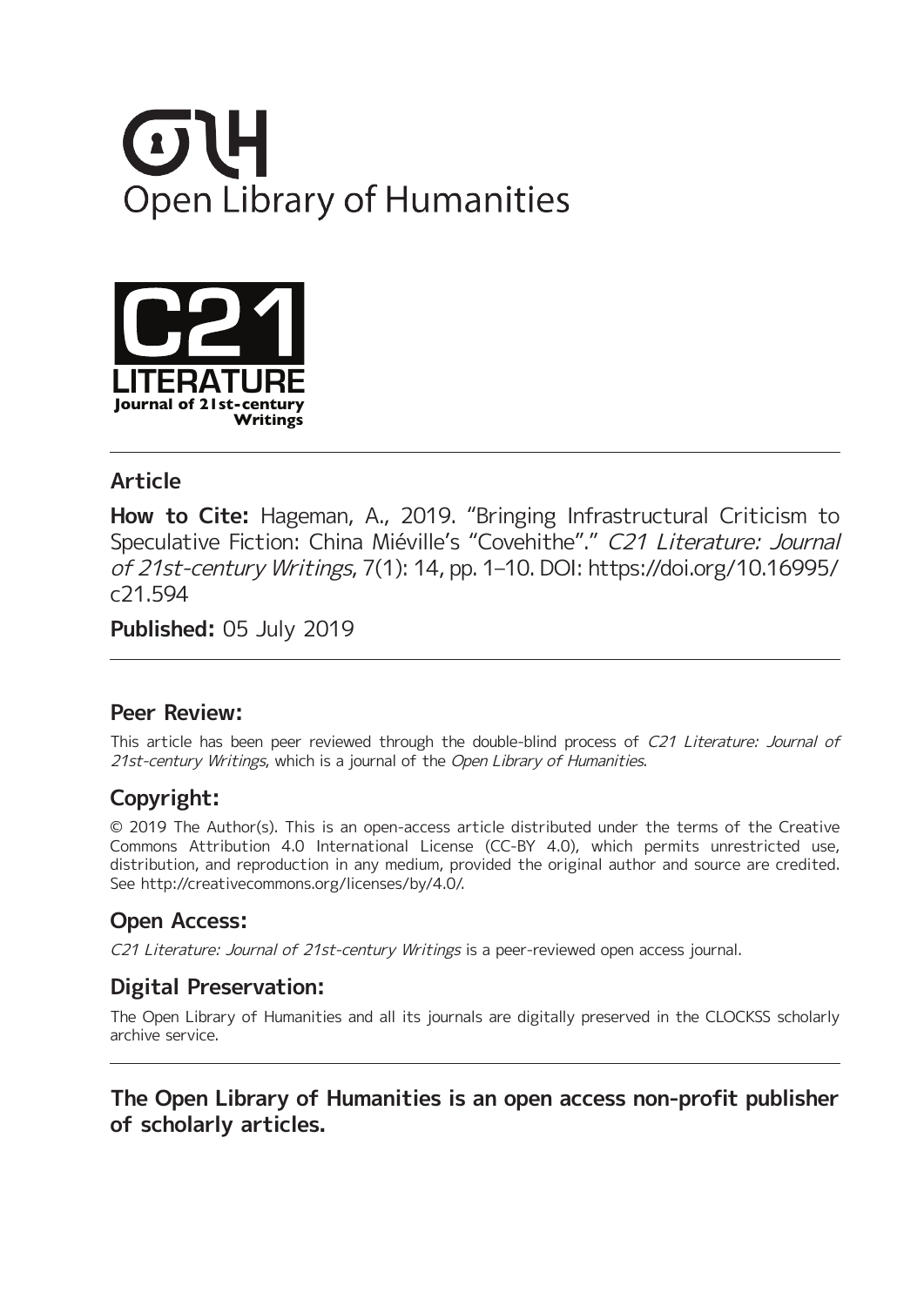Open Library of Humanities

C21 LITERATURE
Journal of 21st-century Writings

## Article

**How to Cite:** Hageman, A., 2019. "Bringing Infrastructural Criticism to Speculative Fiction: China Miéville's "Covehithe"." *C21 Literature: Journal of 21st-century Writings*, 7(1): 14, pp. 1–10. DOI: https://doi.org/10.16995/c21.594

**Published:** 05 July 2019

## Peer Review:

This article has been peer reviewed through the double-blind process of *C21 Literature: Journal of 21st-century Writings*, which is a journal of the *Open Library of Humanities*.

## Copyright:

© 2019 The Author(s). This is an open-access article distributed under the terms of the Creative Commons Attribution 4.0 International License (CC-BY 4.0), which permits unrestricted use, distribution, and reproduction in any medium, provided the original author and source are credited. See http://creativecommons.org/licenses/by/4.0/.

## Open Access:

*C21 Literature: Journal of 21st-century Writings* is a peer-reviewed open access journal.

## Digital Preservation:

The Open Library of Humanities and all its journals are digitally preserved in the CLOCKSS scholarly archive service.

**The Open Library of Humanities is an open access non-profit publisher of scholarly articles.**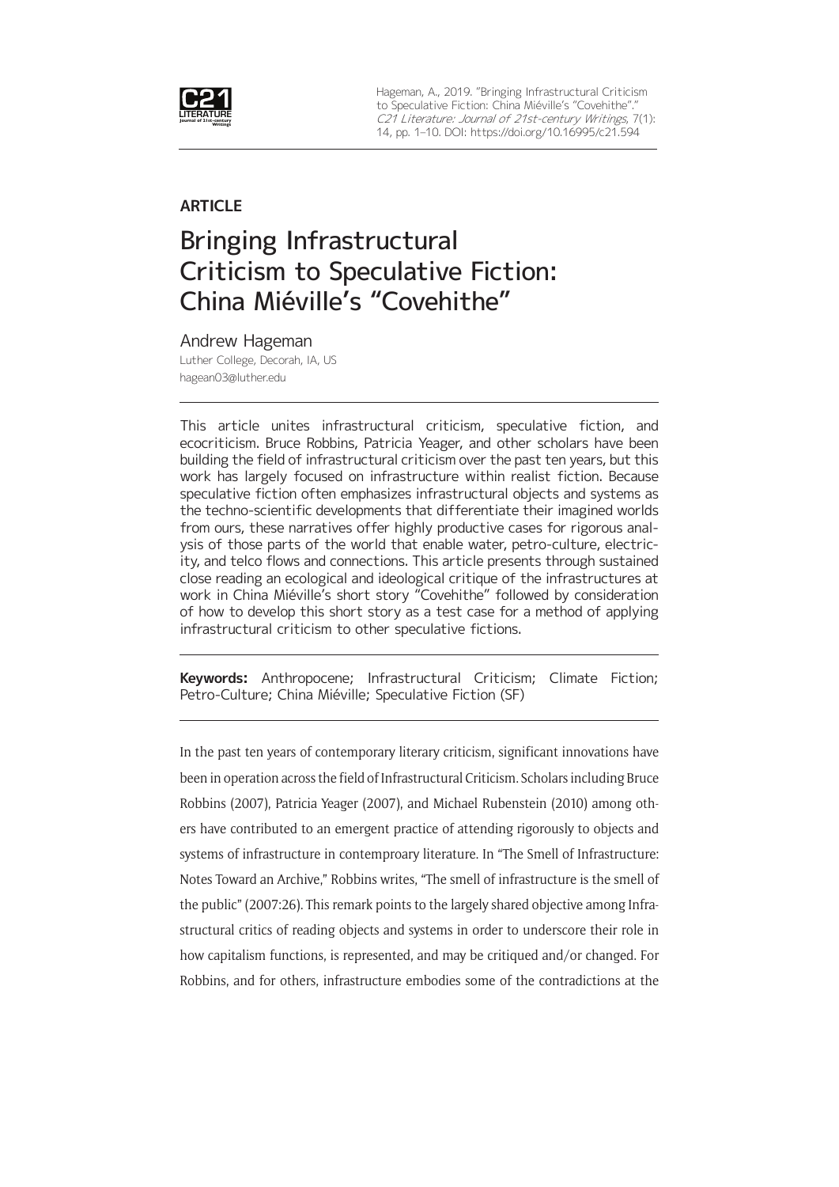**ARTICLE**

# Bringing Infrastructural Criticism to Speculative Fiction: China Miéville's "Covehithe"

Andrew Hageman

Luther College, Decorah, IA, US

hagean03@luther.edu

This article unites infrastructural criticism, speculative fiction, and ecocriticism. Bruce Robbins, Patricia Yeager, and other scholars have been building the field of infrastructural criticism over the past ten years, but this work has largely focused on infrastructure within realist fiction. Because speculative fiction often emphasizes infrastructural objects and systems as the techno-scientific developments that differentiate their imagined worlds from ours, these narratives offer highly productive cases for rigorous analysis of those parts of the world that enable water, petro-culture, electricity, and telco flows and connections. This article presents through sustained close reading an ecological and ideological critique of the infrastructures at work in China Miéville's short story "Covehithe" followed by consideration of how to develop this short story as a test case for a method of applying infrastructural criticism to other speculative fictions.

**Keywords:** Anthropocene; Infrastructural Criticism; Climate Fiction; Petro-Culture; China Miéville; Speculative Fiction (SF)

In the past ten years of contemporary literary criticism, significant innovations have been in operation across the field of Infrastructural Criticism. Scholars including Bruce Robbins (2007), Patricia Yeager (2007), and Michael Rubenstein (2010) among others have contributed to an emergent practice of attending rigorously to objects and systems of infrastructure in contemproary literature. In "The Smell of Infrastructure: Notes Toward an Archive," Robbins writes, "The smell of infrastructure is the smell of the public" (2007:26). This remark points to the largely shared objective among Infrastructural critics of reading objects and systems in order to underscore their role in how capitalism functions, is represented, and may be critiqued and/or changed. For Robbins, and for others, infrastructure embodies some of the contradictions at the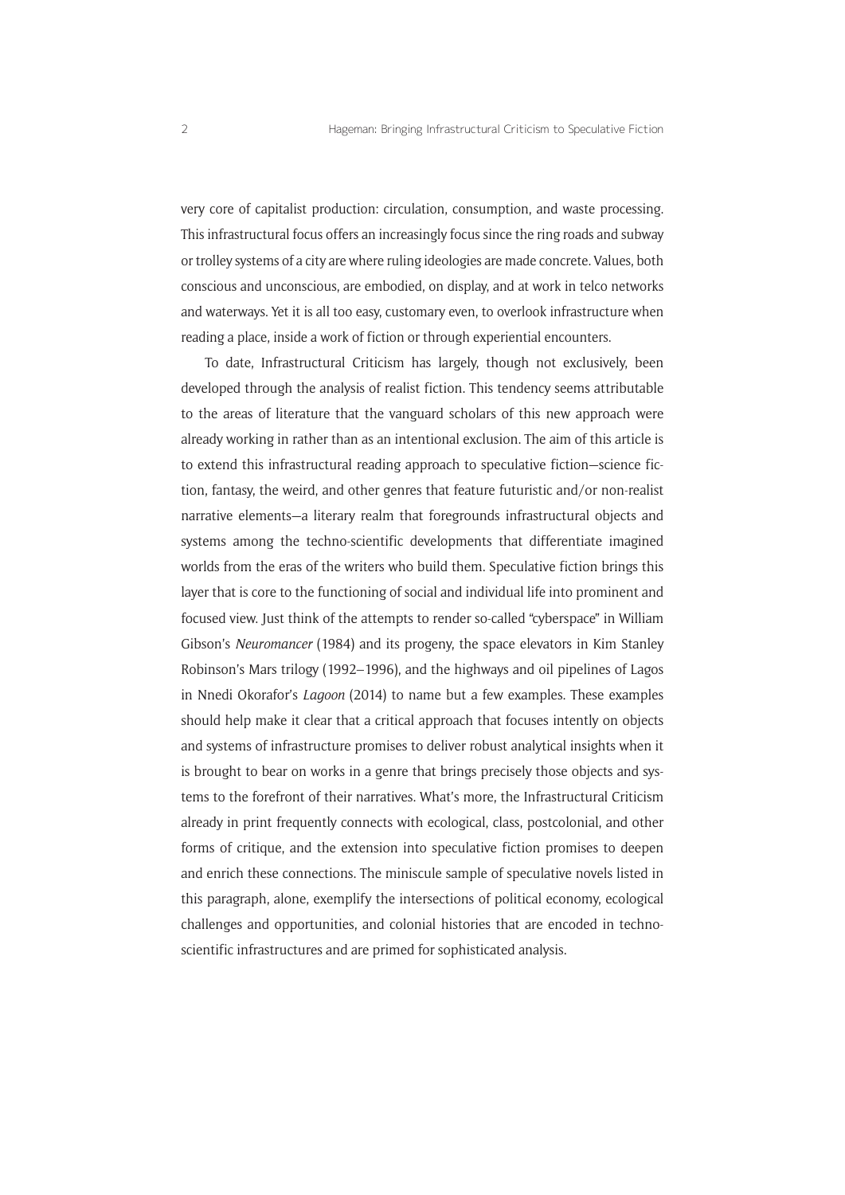very core of capitalist production: circulation, consumption, and waste processing. This infrastructural focus offers an increasingly focus since the ring roads and subway or trolley systems of a city are where ruling ideologies are made concrete. Values, both conscious and unconscious, are embodied, on display, and at work in telco networks and waterways. Yet it is all too easy, customary even, to overlook infrastructure when reading a place, inside a work of fiction or through experiential encounters.

To date, Infrastructural Criticism has largely, though not exclusively, been developed through the analysis of realist fiction. This tendency seems attributable to the areas of literature that the vanguard scholars of this new approach were already working in rather than as an intentional exclusion. The aim of this article is to extend this infrastructural reading approach to speculative fiction—science fiction, fantasy, the weird, and other genres that feature futuristic and/or non-realist narrative elements—a literary realm that foregrounds infrastructural objects and systems among the techno-scientific developments that differentiate imagined worlds from the eras of the writers who build them. Speculative fiction brings this layer that is core to the functioning of social and individual life into prominent and focused view. Just think of the attempts to render so-called "cyberspace" in William Gibson's *Neuromancer* (1984) and its progeny, the space elevators in Kim Stanley Robinson's Mars trilogy (1992–1996), and the highways and oil pipelines of Lagos in Nnedi Okorafor's *Lagoon* (2014) to name but a few examples. These examples should help make it clear that a critical approach that focuses intently on objects and systems of infrastructure promises to deliver robust analytical insights when it is brought to bear on works in a genre that brings precisely those objects and systems to the forefront of their narratives. What's more, the Infrastructural Criticism already in print frequently connects with ecological, class, postcolonial, and other forms of critique, and the extension into speculative fiction promises to deepen and enrich these connections. The miniscule sample of speculative novels listed in this paragraph, alone, exemplify the intersections of political economy, ecological challenges and opportunities, and colonial histories that are encoded in techno-scientific infrastructures and are primed for sophisticated analysis.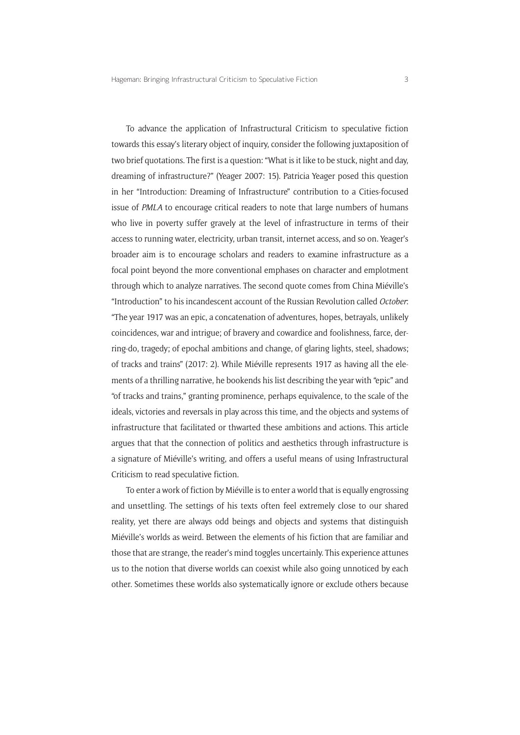To advance the application of Infrastructural Criticism to speculative fiction towards this essay's literary object of inquiry, consider the following juxtaposition of two brief quotations. The first is a question: "What is it like to be stuck, night and day, dreaming of infrastructure?" (Yeager 2007: 15). Patricia Yeager posed this question in her "Introduction: Dreaming of Infrastructure" contribution to a Cities-focused issue of *PMLA* to encourage critical readers to note that large numbers of humans who live in poverty suffer gravely at the level of infrastructure in terms of their access to running water, electricity, urban transit, internet access, and so on. Yeager's broader aim is to encourage scholars and readers to examine infrastructure as a focal point beyond the more conventional emphases on character and emplotment through which to analyze narratives. The second quote comes from China Miéville's "Introduction" to his incandescent account of the Russian Revolution called *October*: "The year 1917 was an epic, a concatenation of adventures, hopes, betrayals, unlikely coincidences, war and intrigue; of bravery and cowardice and foolishness, farce, derring-do, tragedy; of epochal ambitions and change, of glaring lights, steel, shadows; of tracks and trains" (2017: 2). While Miéville represents 1917 as having all the elements of a thrilling narrative, he bookends his list describing the year with "epic" and "of tracks and trains," granting prominence, perhaps equivalence, to the scale of the ideals, victories and reversals in play across this time, and the objects and systems of infrastructure that facilitated or thwarted these ambitions and actions. This article argues that that the connection of politics and aesthetics through infrastructure is a signature of Miéville's writing, and offers a useful means of using Infrastructural Criticism to read speculative fiction.

To enter a work of fiction by Miéville is to enter a world that is equally engrossing and unsettling. The settings of his texts often feel extremely close to our shared reality, yet there are always odd beings and objects and systems that distinguish Miéville's worlds as weird. Between the elements of his fiction that are familiar and those that are strange, the reader's mind toggles uncertainly. This experience attunes us to the notion that diverse worlds can coexist while also going unnoticed by each other. Sometimes these worlds also systematically ignore or exclude others because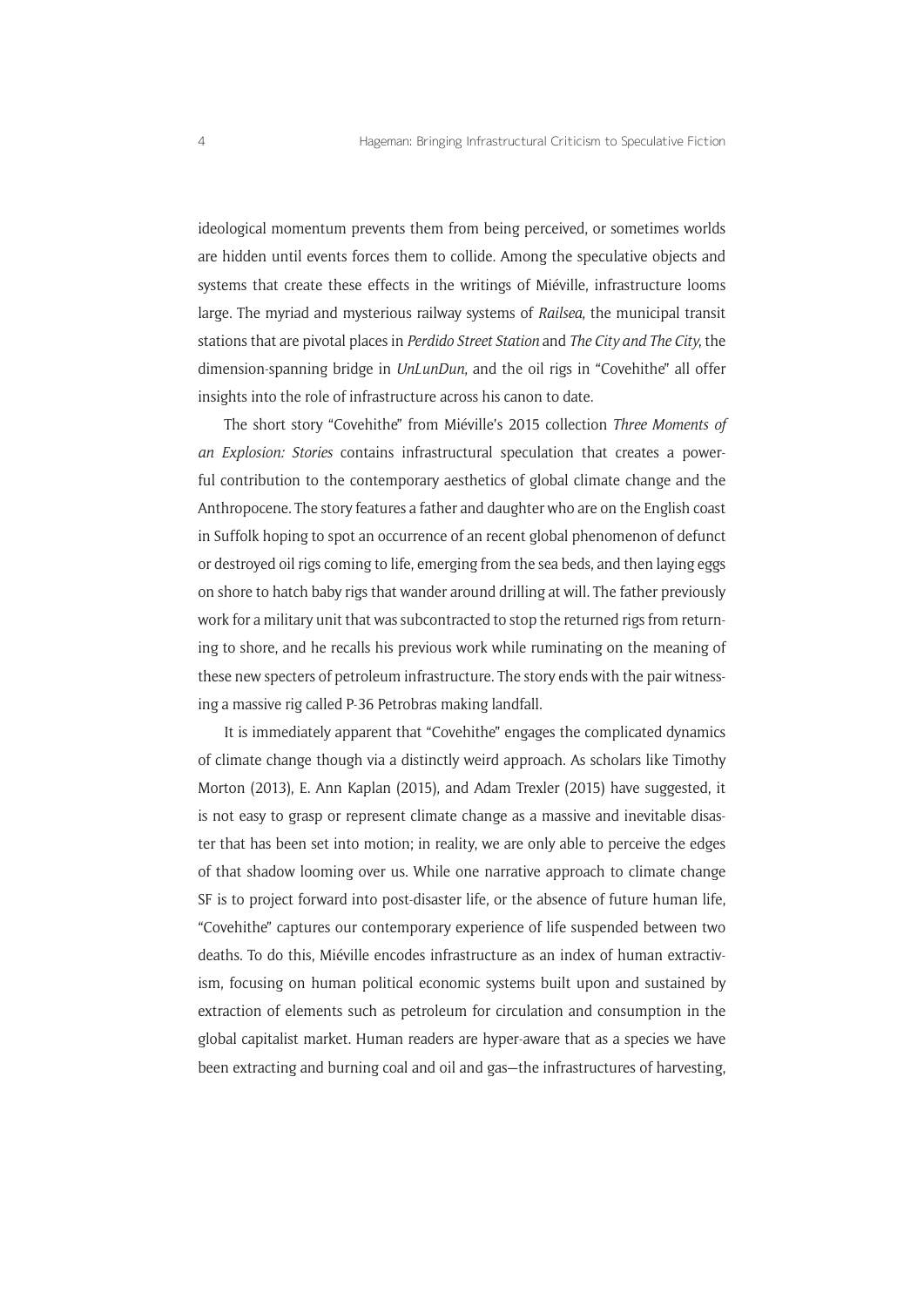ideological momentum prevents them from being perceived, or sometimes worlds are hidden until events forces them to collide. Among the speculative objects and systems that create these effects in the writings of Miéville, infrastructure looms large. The myriad and mysterious railway systems of *Railsea*, the municipal transit stations that are pivotal places in *Perdido Street Station* and *The City and The City*, the dimension-spanning bridge in *UnLunDun*, and the oil rigs in "Covehithe" all offer insights into the role of infrastructure across his canon to date.

The short story "Covehithe" from Miéville's 2015 collection *Three Moments of an Explosion: Stories* contains infrastructural speculation that creates a powerful contribution to the contemporary aesthetics of global climate change and the Anthropocene. The story features a father and daughter who are on the English coast in Suffolk hoping to spot an occurrence of an recent global phenomenon of defunct or destroyed oil rigs coming to life, emerging from the sea beds, and then laying eggs on shore to hatch baby rigs that wander around drilling at will. The father previously work for a military unit that was subcontracted to stop the returned rigs from returning to shore, and he recalls his previous work while ruminating on the meaning of these new specters of petroleum infrastructure. The story ends with the pair witnessing a massive rig called P-36 Petrobras making landfall.

It is immediately apparent that "Covehithe" engages the complicated dynamics of climate change though via a distinctly weird approach. As scholars like Timothy Morton (2013), E. Ann Kaplan (2015), and Adam Trexler (2015) have suggested, it is not easy to grasp or represent climate change as a massive and inevitable disaster that has been set into motion; in reality, we are only able to perceive the edges of that shadow looming over us. While one narrative approach to climate change SF is to project forward into post-disaster life, or the absence of future human life, "Covehithe" captures our contemporary experience of life suspended between two deaths. To do this, Miéville encodes infrastructure as an index of human extractivism, focusing on human political economic systems built upon and sustained by extraction of elements such as petroleum for circulation and consumption in the global capitalist market. Human readers are hyper-aware that as a species we have been extracting and burning coal and oil and gas—the infrastructures of harvesting,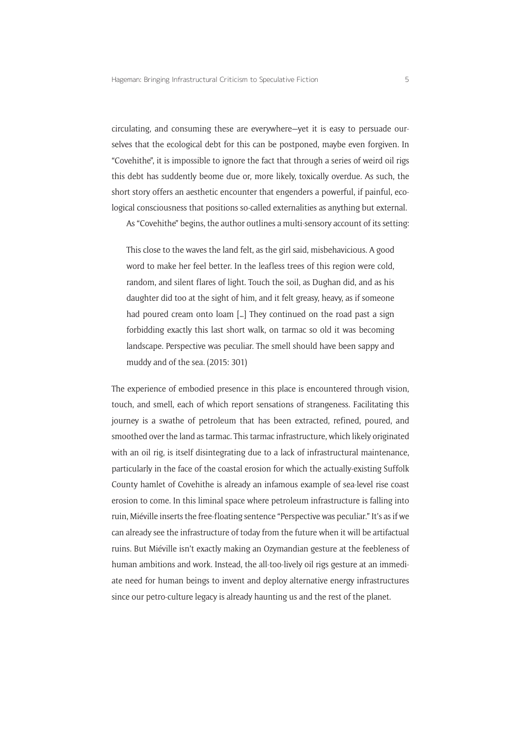circulating, and consuming these are everywhere—yet it is easy to persuade ourselves that the ecological debt for this can be postponed, maybe even forgiven. In "Covehithe", it is impossible to ignore the fact that through a series of weird oil rigs this debt has suddently beome due or, more likely, toxically overdue. As such, the short story offers an aesthetic encounter that engenders a powerful, if painful, ecological consciousness that positions so-called externalities as anything but external.

As "Covehithe" begins, the author outlines a multi-sensory account of its setting:

> This close to the waves the land felt, as the girl said, misbehavicious. A good word to make her feel better. In the leafless trees of this region were cold, random, and silent flares of light. Touch the soil, as Dughan did, and as his daughter did too at the sight of him, and it felt greasy, heavy, as if someone had poured cream onto loam […] They continued on the road past a sign forbidding exactly this last short walk, on tarmac so old it was becoming landscape. Perspective was peculiar. The smell should have been sappy and muddy and of the sea. (2015: 301)

The experience of embodied presence in this place is encountered through vision, touch, and smell, each of which report sensations of strangeness. Facilitating this journey is a swathe of petroleum that has been extracted, refined, poured, and smoothed over the land as tarmac. This tarmac infrastructure, which likely originated with an oil rig, is itself disintegrating due to a lack of infrastructural maintenance, particularly in the face of the coastal erosion for which the actually-existing Suffolk County hamlet of Covehithe is already an infamous example of sea-level rise coast erosion to come. In this liminal space where petroleum infrastructure is falling into ruin, Miéville inserts the free-floating sentence "Perspective was peculiar." It's as if we can already see the infrastructure of today from the future when it will be artifactual ruins. But Miéville isn't exactly making an Ozymandian gesture at the feebleness of human ambitions and work. Instead, the all-too-lively oil rigs gesture at an immediate need for human beings to invent and deploy alternative energy infrastructures since our petro-culture legacy is already haunting us and the rest of the planet.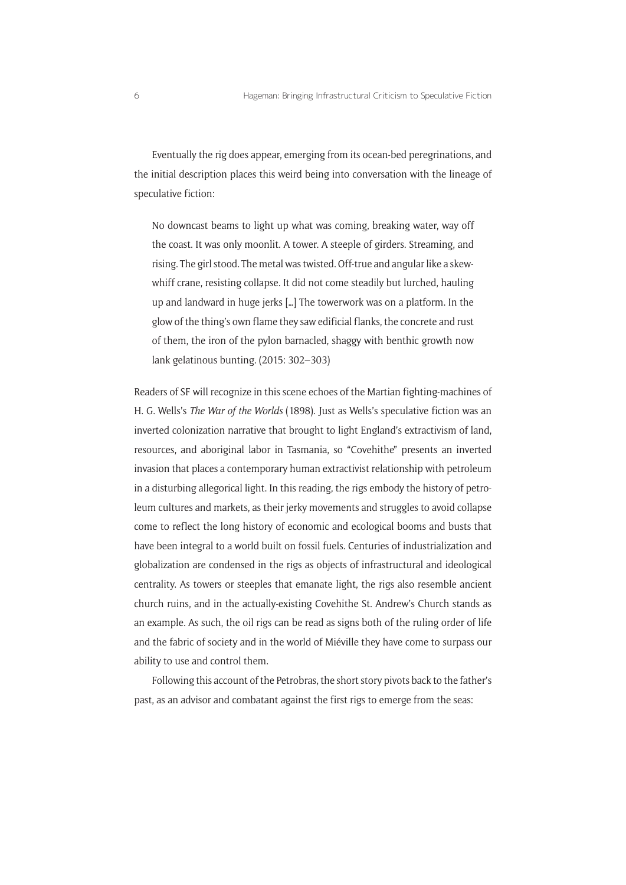Eventually the rig does appear, emerging from its ocean-bed peregrinations, and the initial description places this weird being into conversation with the lineage of speculative fiction:

> No downcast beams to light up what was coming, breaking water, way off the coast. It was only moonlit. A tower. A steeple of girders. Streaming, and rising. The girl stood. The metal was twisted. Off-true and angular like a skew-whiff crane, resisting collapse. It did not come steadily but lurched, hauling up and landward in huge jerks […] The towerwork was on a platform. In the glow of the thing's own flame they saw edificial flanks, the concrete and rust of them, the iron of the pylon barnacled, shaggy with benthic growth now lank gelatinous bunting. (2015: 302–303)

Readers of SF will recognize in this scene echoes of the Martian fighting-machines of H. G. Wells's *The War of the Worlds* (1898). Just as Wells's speculative fiction was an inverted colonization narrative that brought to light England's extractivism of land, resources, and aboriginal labor in Tasmania, so "Covehithe" presents an inverted invasion that places a contemporary human extractivist relationship with petroleum in a disturbing allegorical light. In this reading, the rigs embody the history of petroleum cultures and markets, as their jerky movements and struggles to avoid collapse come to reflect the long history of economic and ecological booms and busts that have been integral to a world built on fossil fuels. Centuries of industrialization and globalization are condensed in the rigs as objects of infrastructural and ideological centrality. As towers or steeples that emanate light, the rigs also resemble ancient church ruins, and in the actually-existing Covehithe St. Andrew's Church stands as an example. As such, the oil rigs can be read as signs both of the ruling order of life and the fabric of society and in the world of Miéville they have come to surpass our ability to use and control them.

Following this account of the Petrobras, the short story pivots back to the father's past, as an advisor and combatant against the first rigs to emerge from the seas: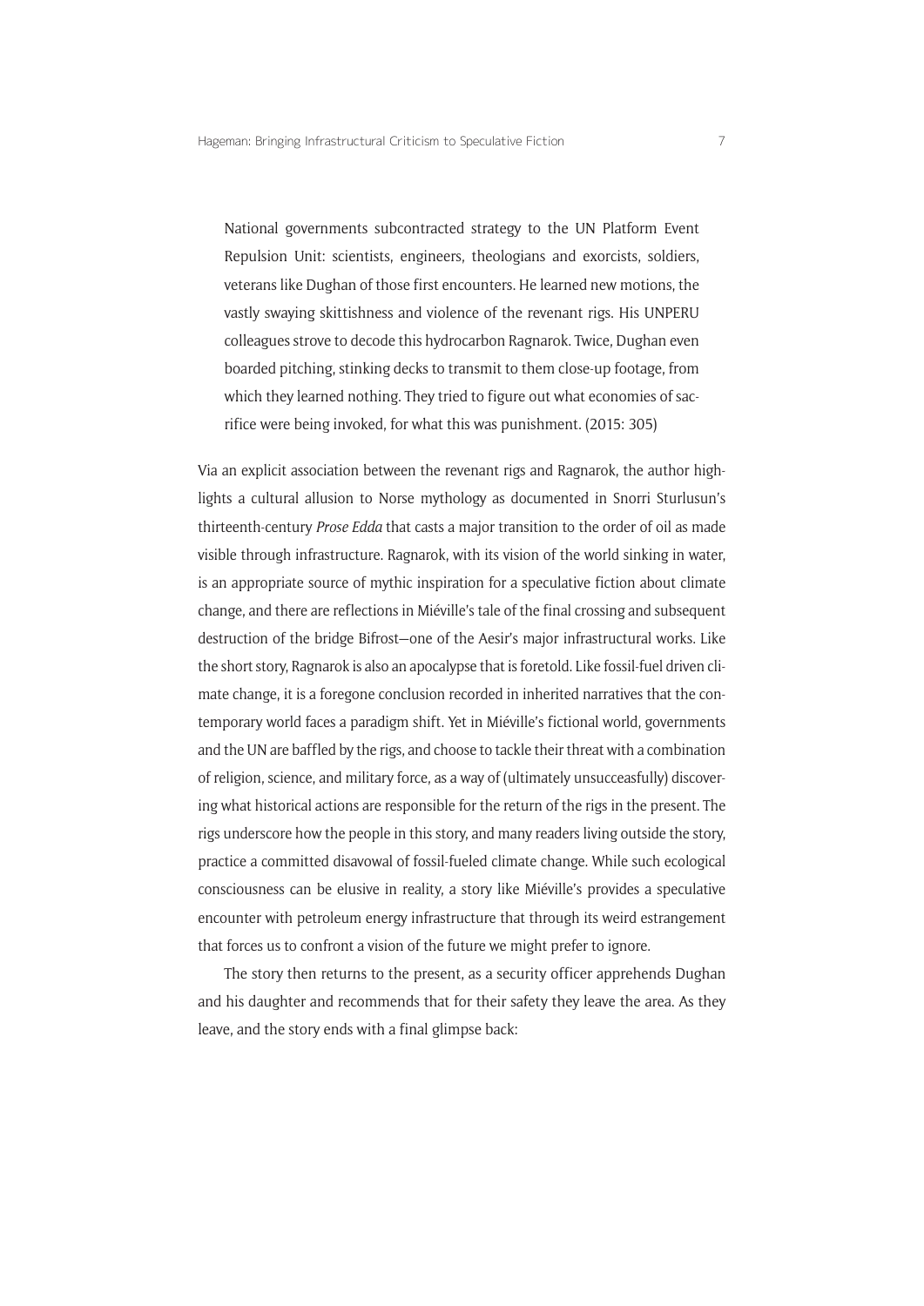> National governments subcontracted strategy to the UN Platform Event Repulsion Unit: scientists, engineers, theologians and exorcists, soldiers, veterans like Dughan of those first encounters. He learned new motions, the vastly swaying skittishness and violence of the revenant rigs. His UNPERU colleagues strove to decode this hydrocarbon Ragnarok. Twice, Dughan even boarded pitching, stinking decks to transmit to them close-up footage, from which they learned nothing. They tried to figure out what economies of sacrifice were being invoked, for what this was punishment. (2015: 305)

Via an explicit association between the revenant rigs and Ragnarok, the author highlights a cultural allusion to Norse mythology as documented in Snorri Sturlusun's thirteenth-century *Prose Edda* that casts a major transition to the order of oil as made visible through infrastructure. Ragnarok, with its vision of the world sinking in water, is an appropriate source of mythic inspiration for a speculative fiction about climate change, and there are reflections in Miéville's tale of the final crossing and subsequent destruction of the bridge Bifrost—one of the Aesir's major infrastructural works. Like the short story, Ragnarok is also an apocalypse that is foretold. Like fossil-fuel driven climate change, it is a foregone conclusion recorded in inherited narratives that the contemporary world faces a paradigm shift. Yet in Miéville's fictional world, governments and the UN are baffled by the rigs, and choose to tackle their threat with a combination of religion, science, and military force, as a way of (ultimately unsucceasfully) discovering what historical actions are responsible for the return of the rigs in the present. The rigs underscore how the people in this story, and many readers living outside the story, practice a committed disavowal of fossil-fueled climate change. While such ecological consciousness can be elusive in reality, a story like Miéville's provides a speculative encounter with petroleum energy infrastructure that through its weird estrangement that forces us to confront a vision of the future we might prefer to ignore.

The story then returns to the present, as a security officer apprehends Dughan and his daughter and recommends that for their safety they leave the area. As they leave, and the story ends with a final glimpse back: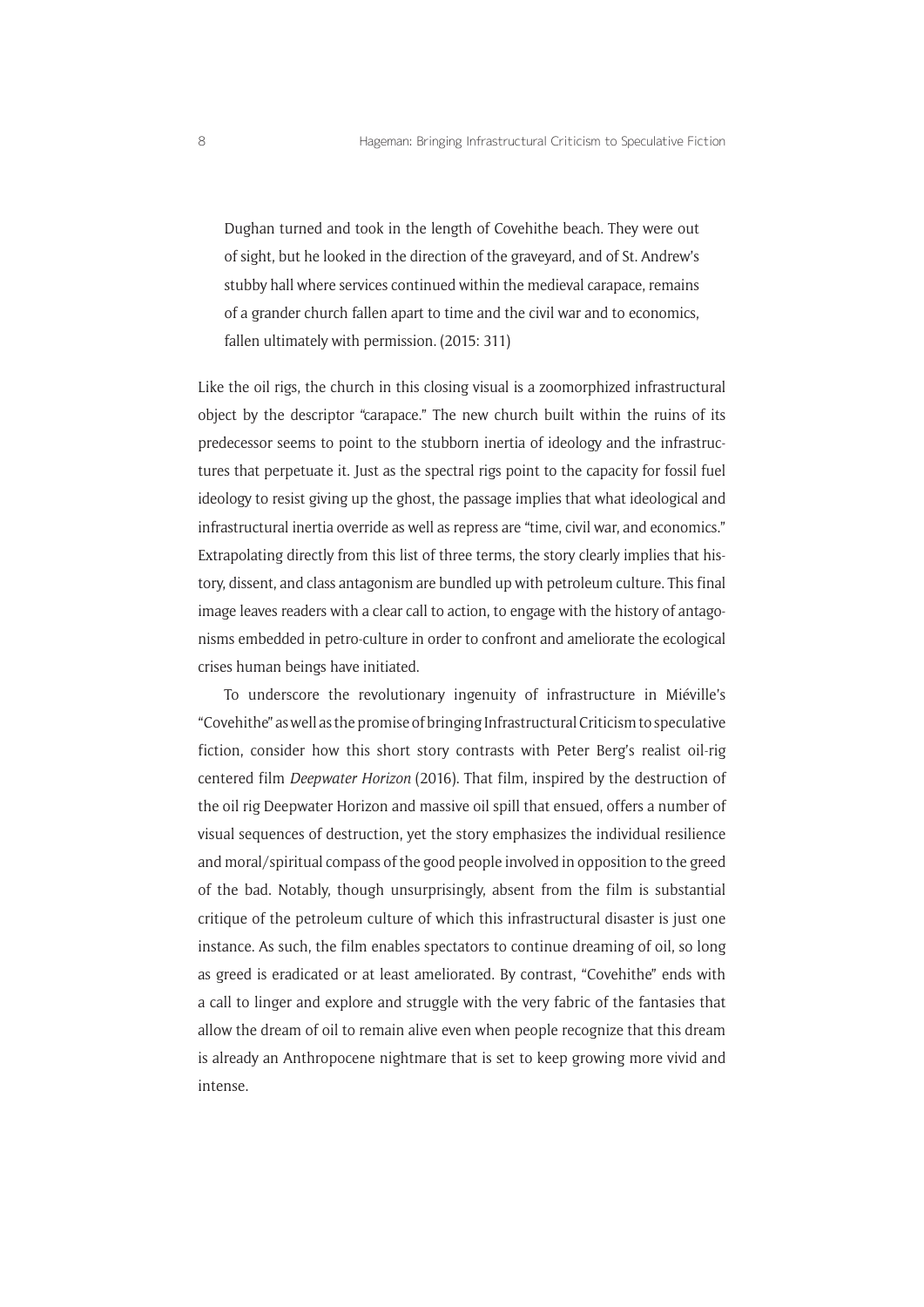> Dughan turned and took in the length of Covehithe beach. They were out of sight, but he looked in the direction of the graveyard, and of St. Andrew's stubby hall where services continued within the medieval carapace, remains of a grander church fallen apart to time and the civil war and to economics, fallen ultimately with permission. (2015: 311)

Like the oil rigs, the church in this closing visual is a zoomorphized infrastructural object by the descriptor "carapace." The new church built within the ruins of its predecessor seems to point to the stubborn inertia of ideology and the infrastructures that perpetuate it. Just as the spectral rigs point to the capacity for fossil fuel ideology to resist giving up the ghost, the passage implies that what ideological and infrastructural inertia override as well as repress are "time, civil war, and economics." Extrapolating directly from this list of three terms, the story clearly implies that history, dissent, and class antagonism are bundled up with petroleum culture. This final image leaves readers with a clear call to action, to engage with the history of antagonisms embedded in petro-culture in order to confront and ameliorate the ecological crises human beings have initiated.

To underscore the revolutionary ingenuity of infrastructure in Miéville's "Covehithe" as well as the promise of bringing Infrastructural Criticism to speculative fiction, consider how this short story contrasts with Peter Berg's realist oil-rig centered film *Deepwater Horizon* (2016). That film, inspired by the destruction of the oil rig Deepwater Horizon and massive oil spill that ensued, offers a number of visual sequences of destruction, yet the story emphasizes the individual resilience and moral/spiritual compass of the good people involved in opposition to the greed of the bad. Notably, though unsurprisingly, absent from the film is substantial critique of the petroleum culture of which this infrastructural disaster is just one instance. As such, the film enables spectators to continue dreaming of oil, so long as greed is eradicated or at least ameliorated. By contrast, "Covehithe" ends with a call to linger and explore and struggle with the very fabric of the fantasies that allow the dream of oil to remain alive even when people recognize that this dream is already an Anthropocene nightmare that is set to keep growing more vivid and intense.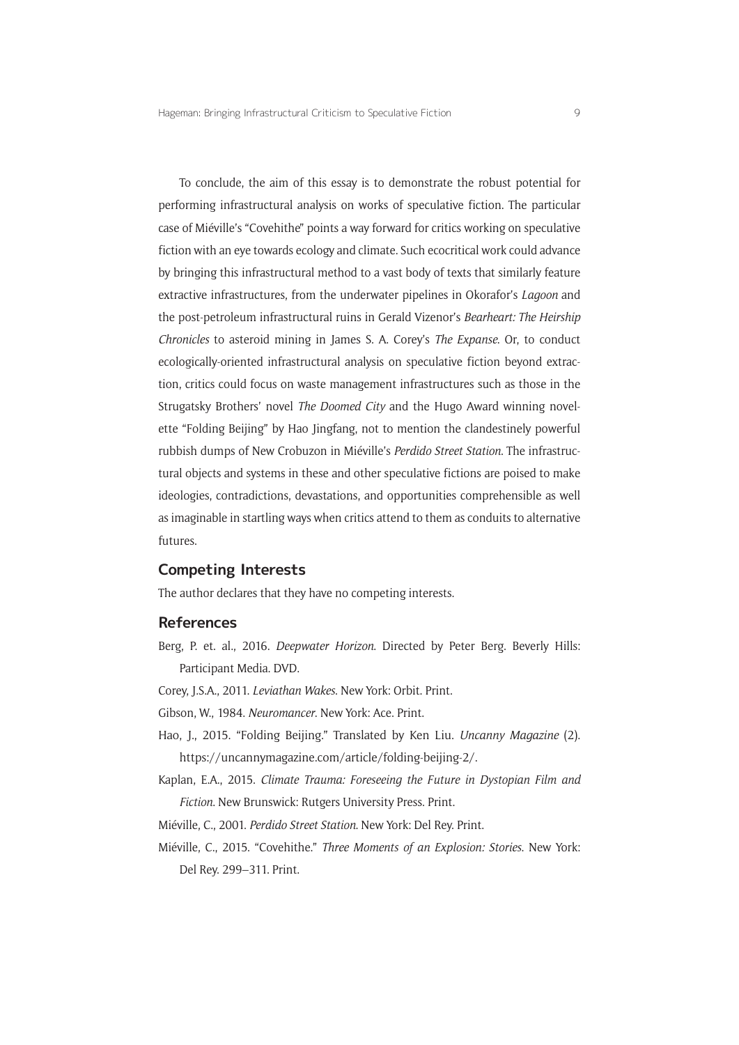To conclude, the aim of this essay is to demonstrate the robust potential for performing infrastructural analysis on works of speculative fiction. The particular case of Miéville's "Covehithe" points a way forward for critics working on speculative fiction with an eye towards ecology and climate. Such ecocritical work could advance by bringing this infrastructural method to a vast body of texts that similarly feature extractive infrastructures, from the underwater pipelines in Okorafor's *Lagoon* and the post-petroleum infrastructural ruins in Gerald Vizenor's *Bearheart: The Heirship Chronicles* to asteroid mining in James S. A. Corey's *The Expanse*. Or, to conduct ecologically-oriented infrastructural analysis on speculative fiction beyond extraction, critics could focus on waste management infrastructures such as those in the Strugatsky Brothers' novel *The Doomed City* and the Hugo Award winning novelette "Folding Beijing" by Hao Jingfang, not to mention the clandestinely powerful rubbish dumps of New Crobuzon in Miéville's *Perdido Street Station*. The infrastructural objects and systems in these and other speculative fictions are poised to make ideologies, contradictions, devastations, and opportunities comprehensible as well as imaginable in startling ways when critics attend to them as conduits to alternative futures.

## Competing Interests

The author declares that they have no competing interests.

## References

Berg, P. et. al., 2016. *Deepwater Horizon*. Directed by Peter Berg. Beverly Hills: Participant Media. DVD.

Corey, J.S.A., 2011. *Leviathan Wakes*. New York: Orbit. Print.

Gibson, W., 1984. *Neuromancer*. New York: Ace. Print.

Hao, J., 2015. "Folding Beijing." Translated by Ken Liu. *Uncanny Magazine* (2). https://uncannymagazine.com/article/folding-beijing-2/.

Kaplan, E.A., 2015. *Climate Trauma: Foreseeing the Future in Dystopian Film and Fiction*. New Brunswick: Rutgers University Press. Print.

Miéville, C., 2001. *Perdido Street Station*. New York: Del Rey. Print.

Miéville, C., 2015. "Covehithe." *Three Moments of an Explosion: Stories*. New York: Del Rey. 299–311. Print.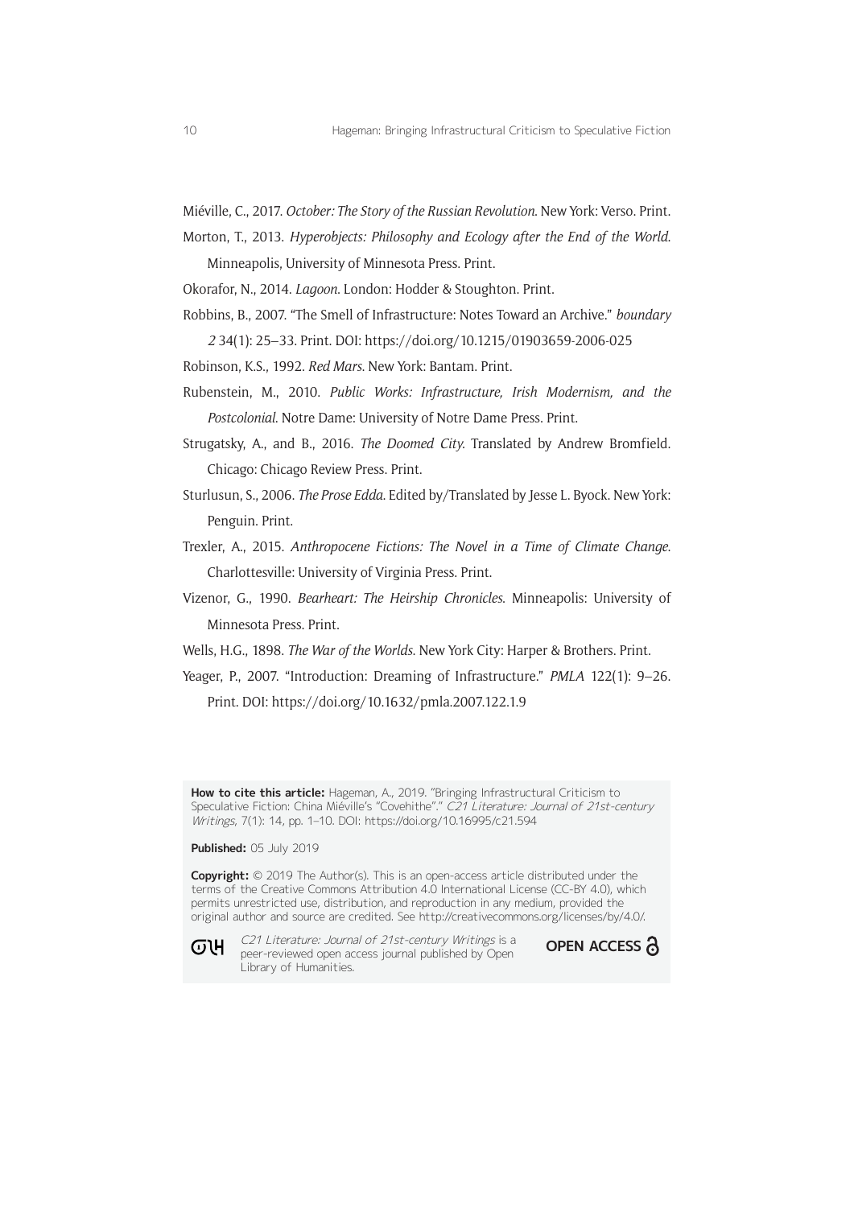Miéville, C., 2017. *October: The Story of the Russian Revolution*. New York: Verso. Print.

Morton, T., 2013. *Hyperobjects: Philosophy and Ecology after the End of the World.* Minneapolis, University of Minnesota Press. Print.

Okorafor, N., 2014. *Lagoon*. London: Hodder & Stoughton. Print.

Robbins, B., 2007. "The Smell of Infrastructure: Notes Toward an Archive." *boundary 2* 34(1): 25–33. Print. DOI: https://doi.org/10.1215/01903659-2006-025

Robinson, K.S., 1992. *Red Mars*. New York: Bantam. Print.

Rubenstein, M., 2010. *Public Works: Infrastructure, Irish Modernism, and the Postcolonial*. Notre Dame: University of Notre Dame Press. Print.

Strugatsky, A., and B., 2016. *The Doomed City*. Translated by Andrew Bromfield. Chicago: Chicago Review Press. Print.

Sturlusun, S., 2006. *The Prose Edda*. Edited by/Translated by Jesse L. Byock. New York: Penguin. Print.

Trexler, A., 2015. *Anthropocene Fictions: The Novel in a Time of Climate Change*. Charlottesville: University of Virginia Press. Print.

Vizenor, G., 1990. *Bearheart: The Heirship Chronicles*. Minneapolis: University of Minnesota Press. Print.

Wells, H.G., 1898. *The War of the Worlds*. New York City: Harper & Brothers. Print.

Yeager, P., 2007. "Introduction: Dreaming of Infrastructure." *PMLA* 122(1): 9–26. Print. DOI: https://doi.org/10.1632/pmla.2007.122.1.9

**How to cite this article:** Hageman, A., 2019. "Bringing Infrastructural Criticism to Speculative Fiction: China Miéville's "Covehithe"." *C21 Literature: Journal of 21st-century Writings*, 7(1): 14, pp. 1–10. DOI: https://doi.org/10.16995/c21.594

**Published:** 05 July 2019

**Copyright:** © 2019 The Author(s). This is an open-access article distributed under the terms of the Creative Commons Attribution 4.0 International License (CC-BY 4.0), which permits unrestricted use, distribution, and reproduction in any medium, provided the original author and source are credited. See http://creativecommons.org/licenses/by/4.0/.

*C21 Literature: Journal of 21st-century Writings* is a peer-reviewed open access journal published by Open Library of Humanities.

**OPEN ACCESS**